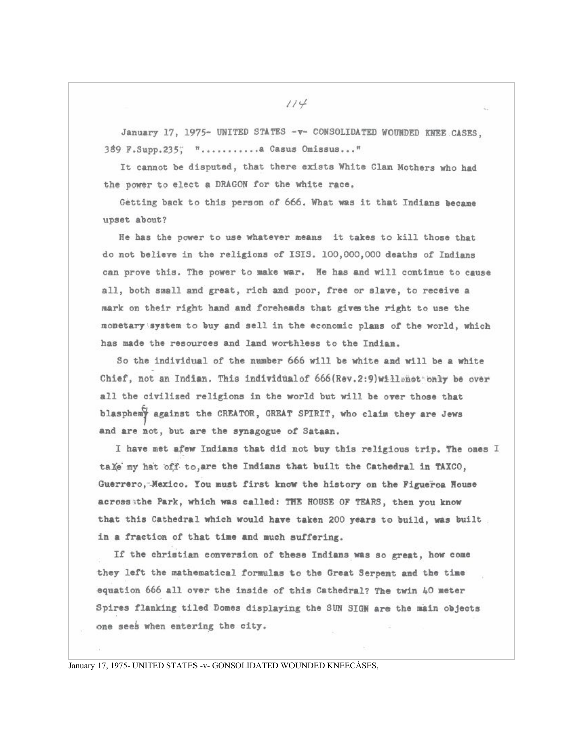January 17, 1975- UNITED STATES -v- CONSOLIDATED WOUNDED KNEE CASES, 389 F.Supp.235; "..........a Casus Omissus..."

It cannot be disputed, that there exists White Clan Mothers who had the power to elect a DRAGON for the white race.

Getting back to this person of 666. What was it that Indians became upset about?

He has the power to use whatever means it takes to kill those that do not believe in the religions of ISIS. 100,000,000 deaths of Indians can prove this. The power to make war. He has and will continue to cause all, both small and great, rich and poor, free or slave, to receive a mark on their right hand and foreheads that gives the right to use the monetary system to buy and sell in the economic plans of the world, which has made the resources and land worthless to the Indian.

So the individual of the number 666 will be white and will be a white Chief, not an Indian. This individual of 666(Rev.2:9) will not only be over all the civilized religions in the world but will be over those that blaspheme against the CREATOR, GREAT SPIRIT, who claim they are Jews and are not, but are the synagogue of Sataan.

I have met afew Indians that did not buy this religious trip. The ones I take my hat off to, are the Indians that built the Cathedral in TAXCO, Guerrero, Mexico. You must first know the history on the Figueroa House across the Park, which was called: THE HOUSE OF TEARS, then you know that this Cathedral which would have taken 200 years to build, was built in a fraction of that time and much suffering.

If the christian conversion of these Indians was so great, how come they left the mathematical formulas to the Great Serpent and the time equation 666 all over the inside of this Cathedral? The twin 40 meter Spires flanking tiled Domes displaying the SUN SIGN are the main objects one sees when entering the city.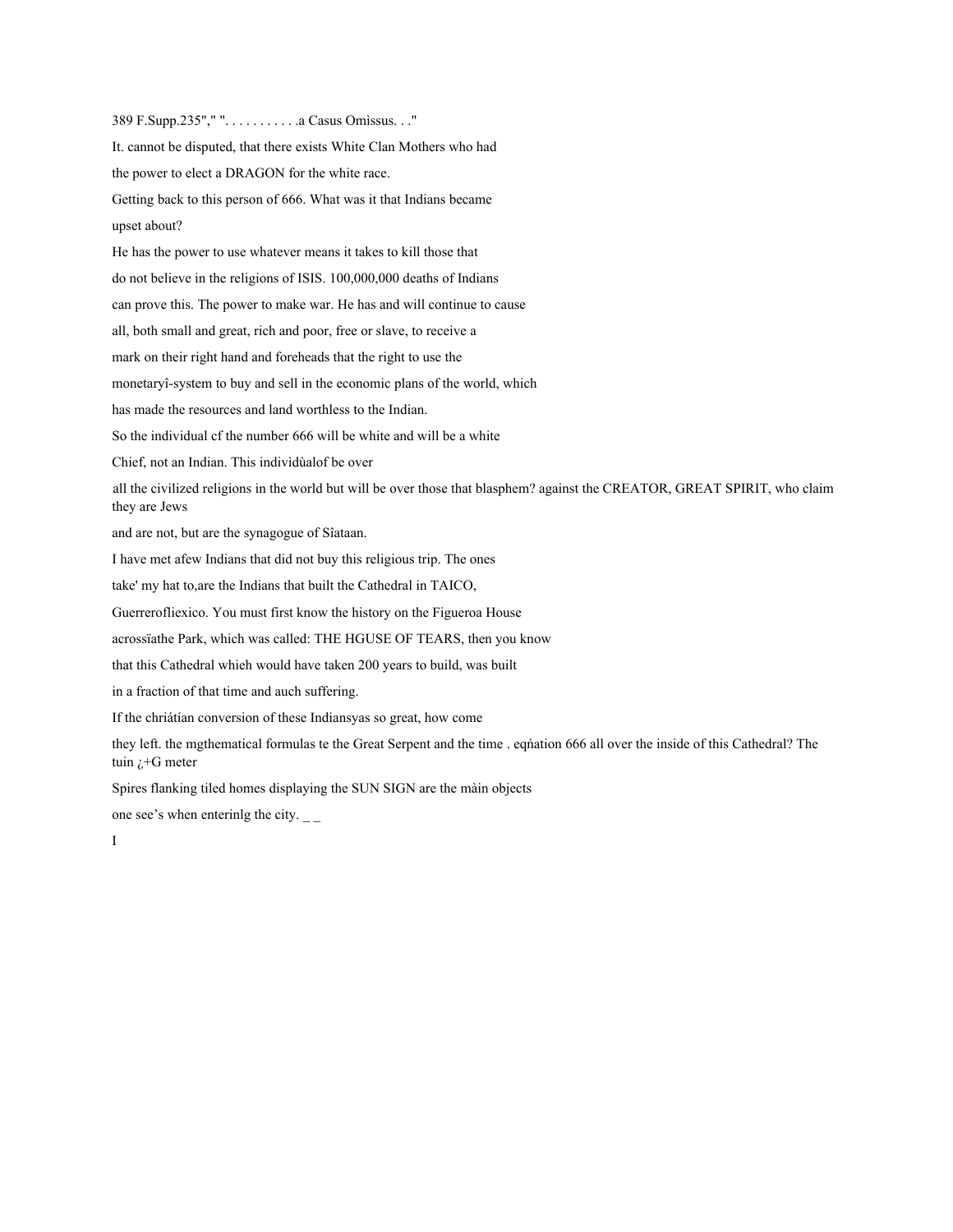389 F.Supp.235"," ". . . . . . . . . . .a Casus Omìssus. . ."

It. cannot be disputed, that there exists White Clan Mothers who had
the power to elect a DRAGON for the white race.

Getting back to this person of 666. What was it that Indians became
upset about?

He has the power to use whatever means it takes to kill those that
do not believe in the religions of ISIS. 100,000,000 deaths of Indians
can prove this. The power to make war. He has and will continue to cause
all, both small and great, rich and poor, free or slave, to receive a
mark on their right hand and foreheads that the right to use the
monetaryî-system to buy and sell in the economic plans of the world, which
has made the resources and land worthless to the Indian.

So the individual cf the number 666 will be white and will be a white
Chief, not an Indian. This indivìdùalof be over
all the civilized religions in the world but will be over those that blasphem? against the CREATOR, GREAT SPIRIT, who claim they are Jews
and are not, but are the synagogue of Sìataan.

I have met afew Indians that did not buy this religious trip. The ones
take' my hat to,are the Indians that built the Cathedral in TAICO,
Guerrerofliexico. You must first know the history on the Figueroa House
acrossïathe Park, which was called: THE HGUSE OF TEARS, then you know
that this Cathedral whieh would have taken 200 years to build, was built
in a fraction of that time and auch suffering.

If the chriátían conversion of these Indiansyas so great, how come
they left. the mgthematical formulas te the Great Serpent and the time . eqńation 666 all over the inside of this Cathedral? The tuin ¿+G meter
Spires flanking tiled homes displaying the SUN SIGN are the màin objects
one see's when enterinlg the city. _ _

I